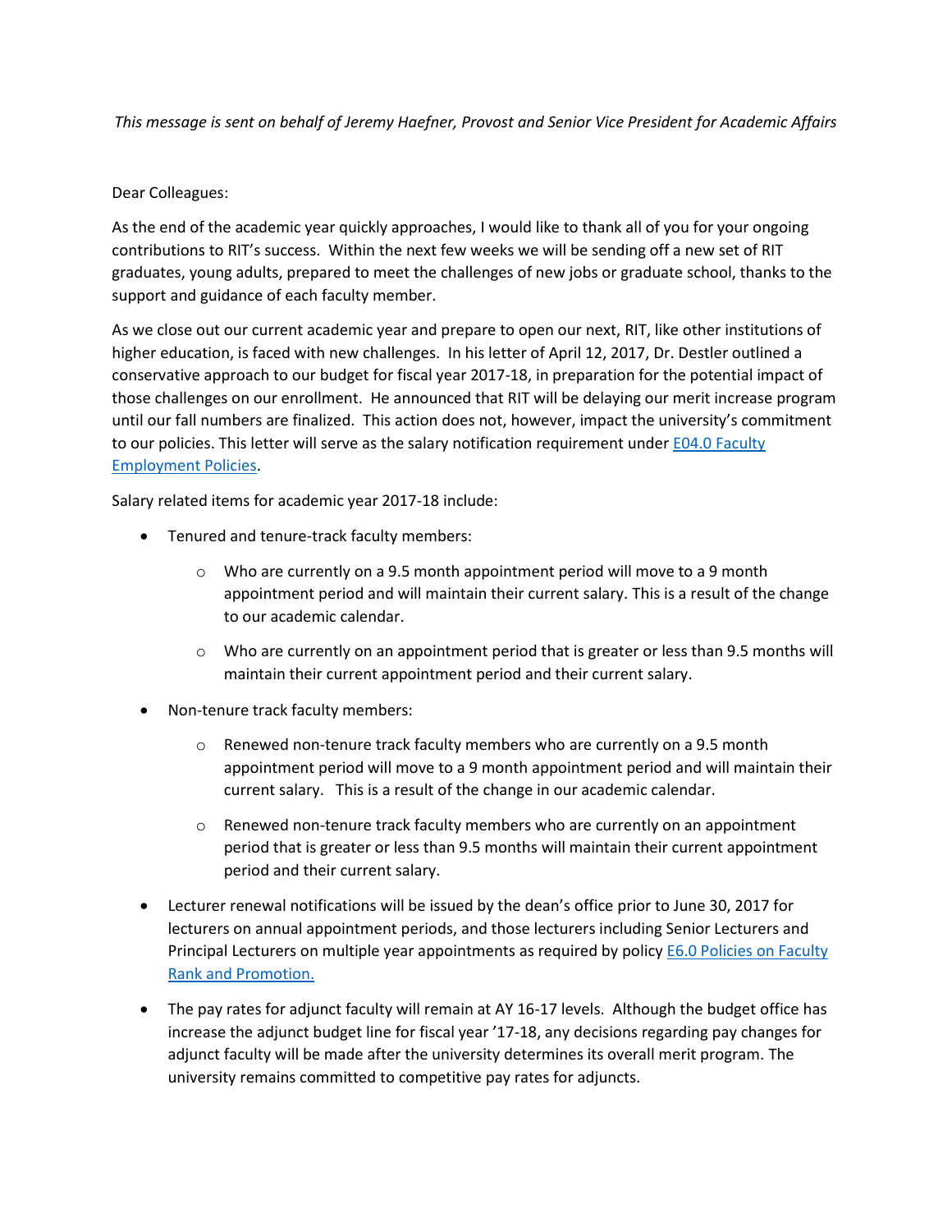*This message is sent on behalf of Jeremy Haefner, Provost and Senior Vice President for Academic Affairs*

Dear Colleagues:

As the end of the academic year quickly approaches, I would like to thank all of you for your ongoing contributions to RIT's success. Within the next few weeks we will be sending off a new set of RIT graduates, young adults, prepared to meet the challenges of new jobs or graduate school, thanks to the support and guidance of each faculty member.

As we close out our current academic year and prepare to open our next, RIT, like other institutions of higher education, is faced with new challenges. In his letter of April 12, 2017, Dr. Destler outlined a conservative approach to our budget for fiscal year 2017-18, in preparation for the potential impact of those challenges on our enrollment. He announced that RIT will be delaying our merit increase program until our fall numbers are finalized. This action does not, however, impact the university's commitment to our policies. This letter will serve as the salary notification requirement under E04.0 Faculty Employment Policies.

Salary related items for academic year 2017-18 include:

- Tenured and tenure-track faculty members:
  - Who are currently on a 9.5 month appointment period will move to a 9 month appointment period and will maintain their current salary. This is a result of the change to our academic calendar.
  - Who are currently on an appointment period that is greater or less than 9.5 months will maintain their current appointment period and their current salary.
- Non-tenure track faculty members:
  - Renewed non-tenure track faculty members who are currently on a 9.5 month appointment period will move to a 9 month appointment period and will maintain their current salary. This is a result of the change in our academic calendar.
  - Renewed non-tenure track faculty members who are currently on an appointment period that is greater or less than 9.5 months will maintain their current appointment period and their current salary.
- Lecturer renewal notifications will be issued by the dean's office prior to June 30, 2017 for lecturers on annual appointment periods, and those lecturers including Senior Lecturers and Principal Lecturers on multiple year appointments as required by policy E6.0 Policies on Faculty Rank and Promotion.
- The pay rates for adjunct faculty will remain at AY 16-17 levels. Although the budget office has increase the adjunct budget line for fiscal year '17-18, any decisions regarding pay changes for adjunct faculty will be made after the university determines its overall merit program. The university remains committed to competitive pay rates for adjuncts.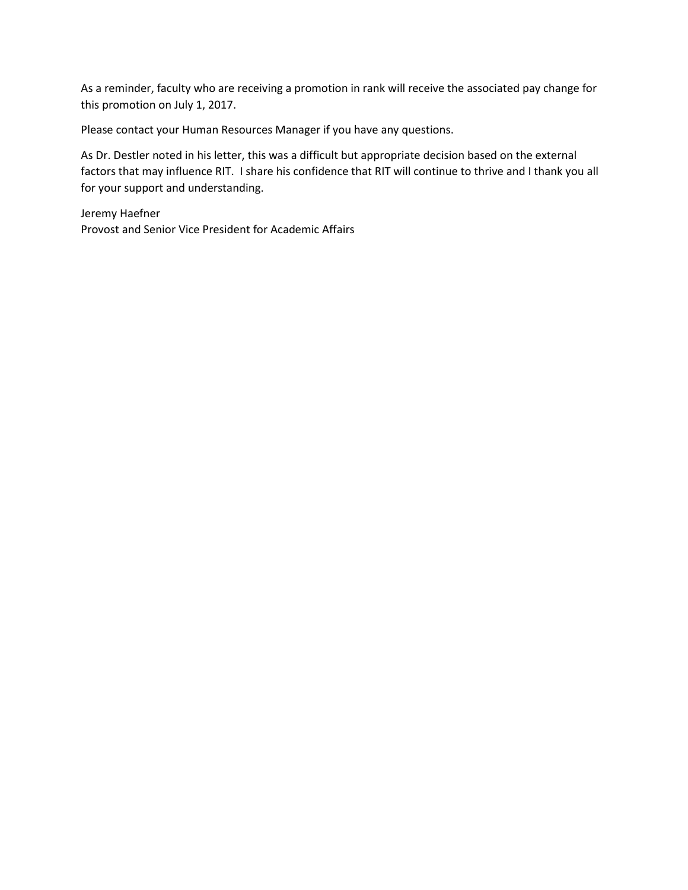As a reminder, faculty who are receiving a promotion in rank will receive the associated pay change for this promotion on July 1, 2017.

Please contact your Human Resources Manager if you have any questions.

As Dr. Destler noted in his letter, this was a difficult but appropriate decision based on the external factors that may influence RIT.  I share his confidence that RIT will continue to thrive and I thank you all for your support and understanding.

Jeremy Haefner
Provost and Senior Vice President for Academic Affairs